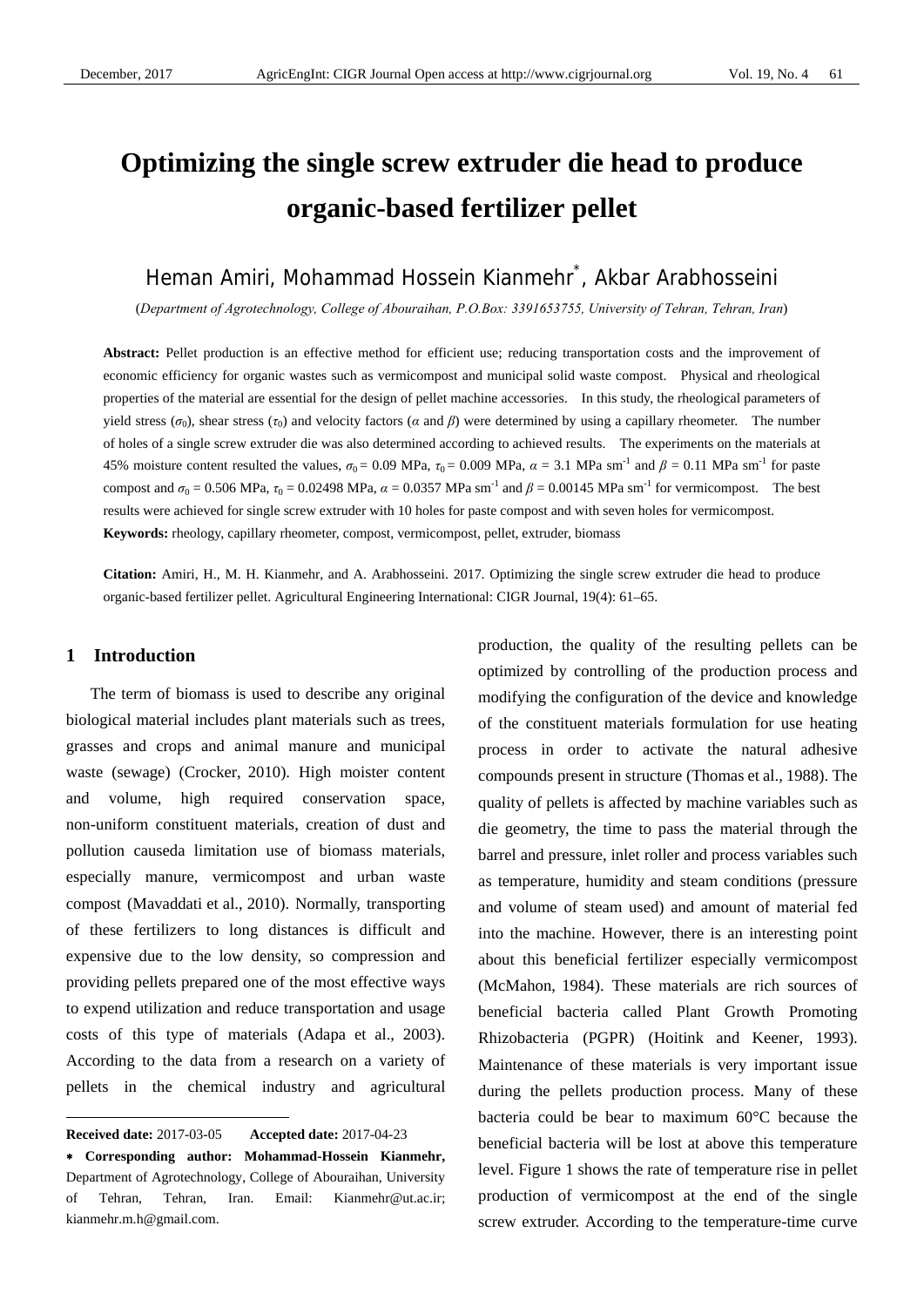# Optimizing the single screw extruder die head to produce organic-based fertilizer pellet

Heman Amiri, Mohammad Hossein Kianmehr*, Akbar Arabhosseini

(*Department of Agrotechnology, College of Abouraihan, P.O.Box: 3391653755, University of Tehran, Tehran, Iran*)

**Abstract:** Pellet production is an effective method for efficient use; reducing transportation costs and the improvement of economic efficiency for organic wastes such as vermicompost and municipal solid waste compost. Physical and rheological properties of the material are essential for the design of pellet machine accessories. In this study, the rheological parameters of yield stress ($\sigma_0$), shear stress ($\tau_0$) and velocity factors ($\alpha$ and $\beta$) were determined by using a capillary rheometer. The number of holes of a single screw extruder die was also determined according to achieved results. The experiments on the materials at 45% moisture content resulted the values, $\sigma_0$ = 0.09 MPa, $\tau_0$ = 0.009 MPa, $\alpha$ = 3.1 MPa sm$^{-1}$ and $\beta$ = 0.11 MPa sm$^{-1}$ for paste compost and $\sigma_0$ = 0.506 MPa, $\tau_0$ = 0.02498 MPa, $\alpha$ = 0.0357 MPa sm$^{-1}$ and $\beta$ = 0.00145 MPa sm$^{-1}$ for vermicompost. The best results were achieved for single screw extruder with 10 holes for paste compost and with seven holes for vermicompost.

**Keywords:** rheology, capillary rheometer, compost, vermicompost, pellet, extruder, biomass

**Citation:** Amiri, H., M. H. Kianmehr, and A. Arabhosseini. 2017. Optimizing the single screw extruder die head to produce organic-based fertilizer pellet. Agricultural Engineering International: CIGR Journal, 19(4): 61–65.

## 1 Introduction

The term of biomass is used to describe any original biological material includes plant materials such as trees, grasses and crops and animal manure and municipal waste (sewage) (Crocker, 2010). High moister content and volume, high required conservation space, non-uniform constituent materials, creation of dust and pollution causeda limitation use of biomass materials, especially manure, vermicompost and urban waste compost (Mavaddati et al., 2010). Normally, transporting of these fertilizers to long distances is difficult and expensive due to the low density, so compression and providing pellets prepared one of the most effective ways to expend utilization and reduce transportation and usage costs of this type of materials (Adapa et al., 2003). According to the data from a research on a variety of pellets in the chemical industry and agricultural production, the quality of the resulting pellets can be optimized by controlling of the production process and modifying the configuration of the device and knowledge of the constituent materials formulation for use heating process in order to activate the natural adhesive compounds present in structure (Thomas et al., 1988). The quality of pellets is affected by machine variables such as die geometry, the time to pass the material through the barrel and pressure, inlet roller and process variables such as temperature, humidity and steam conditions (pressure and volume of steam used) and amount of material fed into the machine. However, there is an interesting point about this beneficial fertilizer especially vermicompost (McMahon, 1984). These materials are rich sources of beneficial bacteria called Plant Growth Promoting Rhizobacteria (PGPR) (Hoitink and Keener, 1993). Maintenance of these materials is very important issue during the pellets production process. Many of these bacteria could be bear to maximum 60°C because the beneficial bacteria will be lost at above this temperature level. Figure 1 shows the rate of temperature rise in pellet production of vermicompost at the end of the single screw extruder. According to the temperature-time curve

---

**Received date:** 2017-03-05 **Accepted date:** 2017-04-23

\* **Corresponding author: Mohammad-Hossein Kianmehr,** Department of Agrotechnology, College of Abouraihan, University of Tehran, Tehran, Iran. Email: Kianmehr@ut.ac.ir; kianmehr.m.h@gmail.com.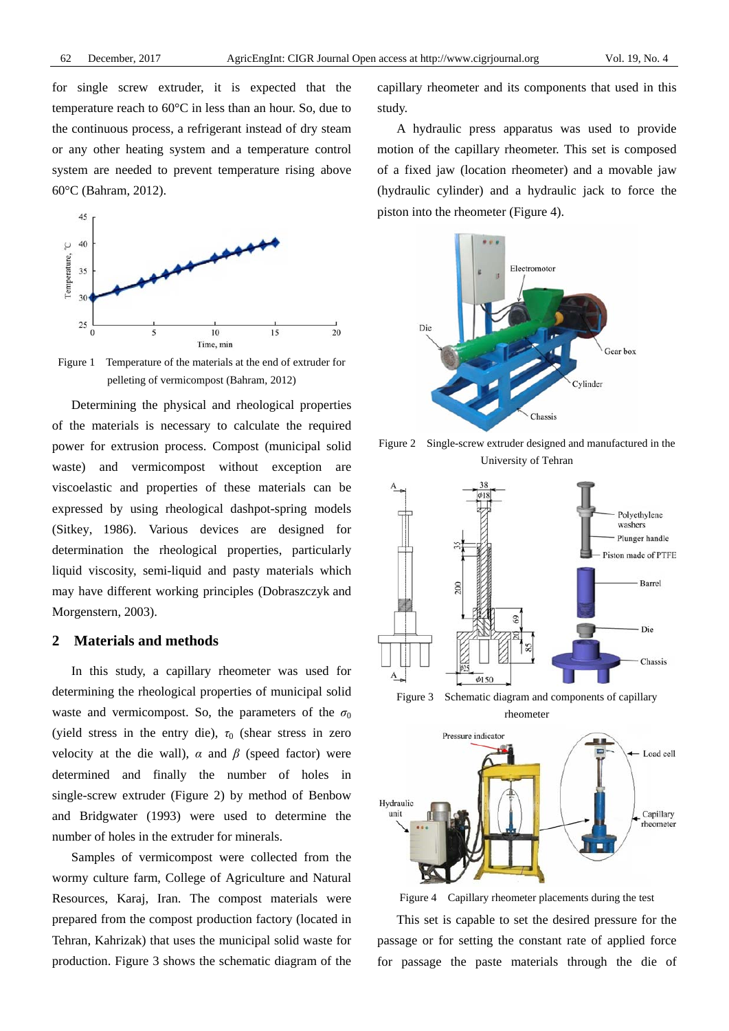for single screw extruder, it is expected that the temperature reach to 60°C in less than an hour. So, due to the continuous process, a refrigerant instead of dry steam or any other heating system and a temperature control system are needed to prevent temperature rising above 60°C (Bahram, 2012).

Figure 1 Temperature of the materials at the end of extruder for pelleting of vermicompost (Bahram, 2012)

Determining the physical and rheological properties of the materials is necessary to calculate the required power for extrusion process. Compost (municipal solid waste) and vermicompost without exception are viscoelastic and properties of these materials can be expressed by using rheological dashpot-spring models (Sitkey, 1986). Various devices are designed for determination the rheological properties, particularly liquid viscosity, semi-liquid and pasty materials which may have different working principles (Dobraszczyk and Morgenstern, 2003).

## 2 Materials and methods

In this study, a capillary rheometer was used for determining the rheological properties of municipal solid waste and vermicompost. So, the parameters of the $\sigma_0$ (yield stress in the entry die), $\tau_0$ (shear stress in zero velocity at the die wall), $\alpha$ and $\beta$ (speed factor) were determined and finally the number of holes in single-screw extruder (Figure 2) by method of Benbow and Bridgwater (1993) were used to determine the number of holes in the extruder for minerals.

Samples of vermicompost were collected from the wormy culture farm, College of Agriculture and Natural Resources, Karaj, Iran. The compost materials were prepared from the compost production factory (located in Tehran, Kahrizak) that uses the municipal solid waste for production. Figure 3 shows the schematic diagram of the capillary rheometer and its components that used in this study.

A hydraulic press apparatus was used to provide motion of the capillary rheometer. This set is composed of a fixed jaw (location rheometer) and a movable jaw (hydraulic cylinder) and a hydraulic jack to force the piston into the rheometer (Figure 4).

Figure 2 Single-screw extruder designed and manufactured in the University of Tehran

Figure 3 Schematic diagram and components of capillary rheometer

Figure 4 Capillary rheometer placements during the test

This set is capable to set the desired pressure for the passage or for setting the constant rate of applied force for passage the paste materials through the die of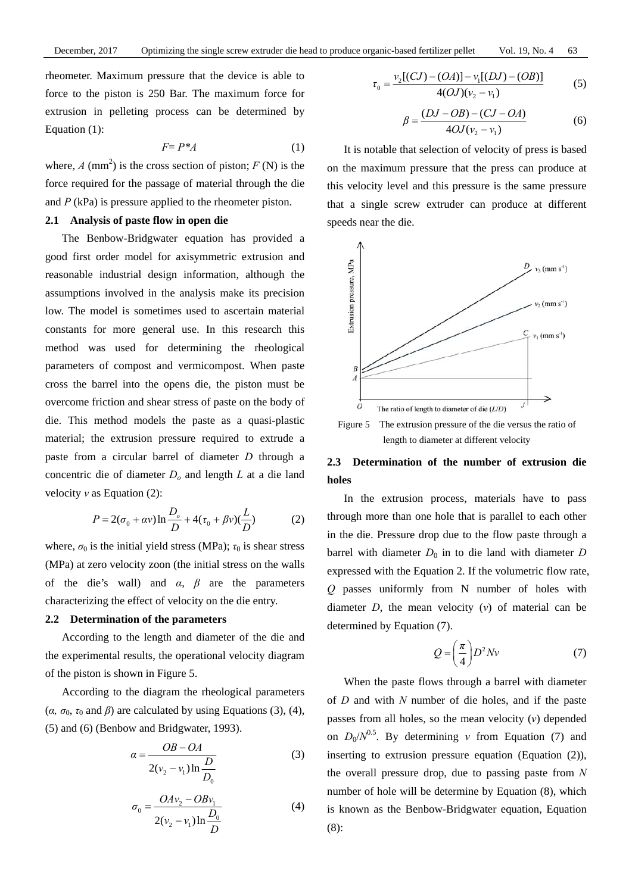rheometer. Maximum pressure that the device is able to force to the piston is 250 Bar. The maximum force for extrusion in pelleting process can be determined by Equation (1):

$$F = P*A \tag{1}$$

where, $A$ (mm$^2$) is the cross section of piston; $F$ (N) is the force required for the passage of material through the die and $P$ (kPa) is pressure applied to the rheometer piston.

### 2.1 Analysis of paste flow in open die

The Benbow-Bridgwater equation has provided a good first order model for axisymmetric extrusion and reasonable industrial design information, although the assumptions involved in the analysis make its precision low. The model is sometimes used to ascertain material constants for more general use. In this research this method was used for determining the rheological parameters of compost and vermicompost. When paste cross the barrel into the opens die, the piston must be overcome friction and shear stress of paste on the body of die. This method models the paste as a quasi-plastic material; the extrusion pressure required to extrude a paste from a circular barrel of diameter $D$ through a concentric die of diameter $D_o$ and length $L$ at a die land velocity $v$ as Equation (2):

$$P = 2(\sigma_0 + \alpha v)\ln\frac{D_o}{D} + 4(\tau_0 + \beta v)(\frac{L}{D}) \tag{2}$$

where, $\sigma_0$ is the initial yield stress (MPa); $\tau_0$ is shear stress (MPa) at zero velocity zoon (the initial stress on the walls of the die's wall) and $\alpha$, $\beta$ are the parameters characterizing the effect of velocity on the die entry.

### 2.2 Determination of the parameters

According to the length and diameter of the die and the experimental results, the operational velocity diagram of the piston is shown in Figure 5.

According to the diagram the rheological parameters ($\alpha$, $\sigma_0$, $\tau_0$ and $\beta$) are calculated by using Equations (3), (4), (5) and (6) (Benbow and Bridgwater, 1993).

$$\alpha = \frac{OB - OA}{2(v_2 - v_1)\ln\dfrac{D}{D_0}} \tag{3}$$

$$\sigma_0 = \frac{OAv_2 - OBv_1}{2(v_2 - v_1)\ln\dfrac{D_0}{D}} \tag{4}$$

$$\tau_0 = \frac{v_2[(CJ) - (OA)] - v_1[(DJ) - (OB)]}{4(OJ)(v_2 - v_1)} \tag{5}$$

$$\beta = \frac{(DJ - OB) - (CJ - OA)}{4OJ(v_2 - v_1)} \tag{6}$$

It is notable that selection of velocity of press is based on the maximum pressure that the press can produce at this velocity level and this pressure is the same pressure that a single screw extruder can produce at different speeds near the die.

Figure 5 The extrusion pressure of the die versus the ratio of length to diameter at different velocity

### 2.3 Determination of the number of extrusion die holes

In the extrusion process, materials have to pass through more than one hole that is parallel to each other in the die. Pressure drop due to the flow paste through a barrel with diameter $D_0$ in to die land with diameter $D$ expressed with the Equation 2. If the volumetric flow rate, $Q$ passes uniformly from N number of holes with diameter $D$, the mean velocity ($v$) of material can be determined by Equation (7).

$$Q = \left(\frac{\pi}{4}\right)D^2 Nv \tag{7}$$

When the paste flows through a barrel with diameter of $D$ and with $N$ number of die holes, and if the paste passes from all holes, so the mean velocity ($v$) depended on $D_0/N^{0.5}$. By determining $v$ from Equation (7) and inserting to extrusion pressure equation (Equation (2)), the overall pressure drop, due to passing paste from $N$ number of hole will be determine by Equation (8), which is known as the Benbow-Bridgwater equation, Equation (8):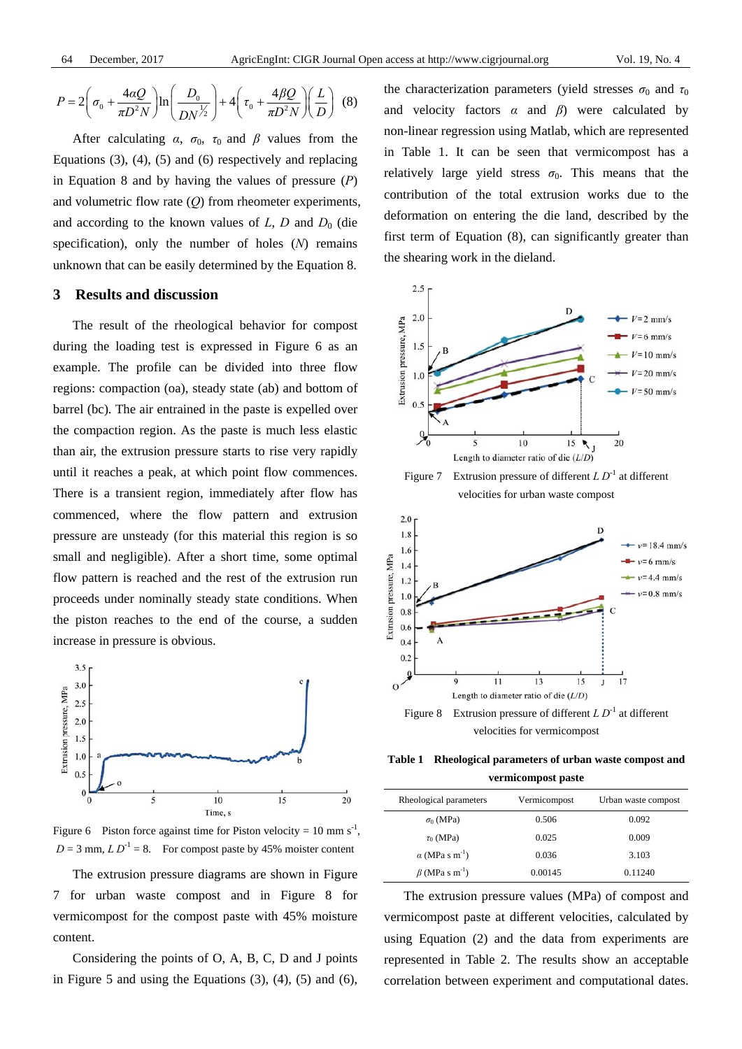$$P = 2\left(\sigma_0 + \frac{4\alpha Q}{\pi D^2 N}\right)\ln\left(\frac{D_0}{DN^{\frac{1}{2}}}\right) + 4\left(\tau_0 + \frac{4\beta Q}{\pi D^2 N}\right)\left(\frac{L}{D}\right) \quad (8)$$

After calculating $\alpha$, $\sigma_0$, $\tau_0$ and $\beta$ values from the Equations (3), (4), (5) and (6) respectively and replacing in Equation 8 and by having the values of pressure ($P$) and volumetric flow rate ($Q$) from rheometer experiments, and according to the known values of $L$, $D$ and $D_0$ (die specification), only the number of holes ($N$) remains unknown that can be easily determined by the Equation 8.

## 3 Results and discussion

The result of the rheological behavior for compost during the loading test is expressed in Figure 6 as an example. The profile can be divided into three flow regions: compaction (oa), steady state (ab) and bottom of barrel (bc). The air entrained in the paste is expelled over the compaction region. As the paste is much less elastic than air, the extrusion pressure starts to rise very rapidly until it reaches a peak, at which point flow commences. There is a transient region, immediately after flow has commenced, where the flow pattern and extrusion pressure are unsteady (for this material this region is so small and negligible). After a short time, some optimal flow pattern is reached and the rest of the extrusion run proceeds under nominally steady state conditions. When the piston reaches to the end of the course, a sudden increase in pressure is obvious.

Figure 6 Piston force against time for Piston velocity = 10 mm s$^{-1}$, $D$ = 3 mm, $L\ D^{-1}$ = 8. For compost paste by 45% moister content

The extrusion pressure diagrams are shown in Figure 7 for urban waste compost and in Figure 8 for vermicompost for the compost paste with 45% moisture content.

Considering the points of O, A, B, C, D and J points in Figure 5 and using the Equations (3), (4), (5) and (6), the characterization parameters (yield stresses $\sigma_0$ and $\tau_0$ and velocity factors $\alpha$ and $\beta$) were calculated by non-linear regression using Matlab, which are represented in Table 1. It can be seen that vermicompost has a relatively large yield stress $\sigma_0$. This means that the contribution of the total extrusion works due to the deformation on entering the die land, described by the first term of Equation (8), can significantly greater than the shearing work in the dieland.

Figure 7 Extrusion pressure of different $L\ D^{-1}$ at different velocities for urban waste compost

Figure 8 Extrusion pressure of different $L\ D^{-1}$ at different velocities for vermicompost

**Table 1 Rheological parameters of urban waste compost and vermicompost paste**

| Rheological parameters | Vermicompost | Urban waste compost |
|---|---|---|
| $\sigma_0$ (MPa) | 0.506 | 0.092 |
| $\tau_0$ (MPa) | 0.025 | 0.009 |
| $\alpha$ (MPa s m$^{-1}$) | 0.036 | 3.103 |
| $\beta$ (MPa s m$^{-1}$) | 0.00145 | 0.11240 |

The extrusion pressure values (MPa) of compost and vermicompost paste at different velocities, calculated by using Equation (2) and the data from experiments are represented in Table 2. The results show an acceptable correlation between experiment and computational dates.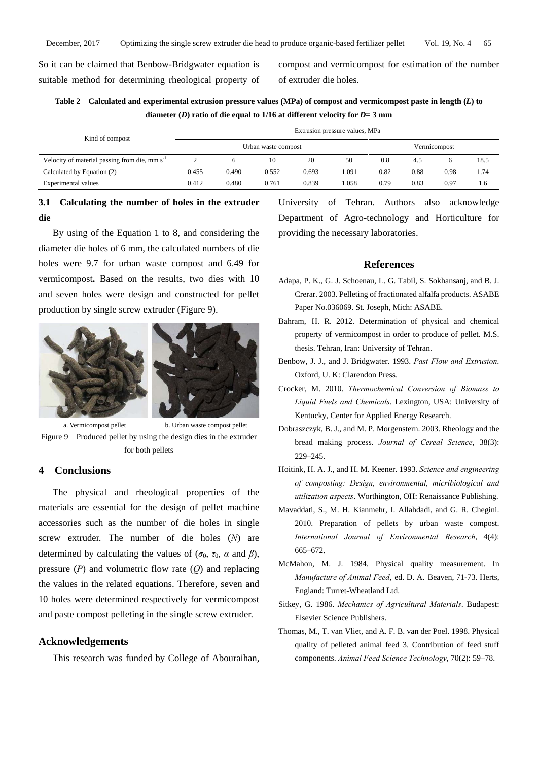So it can be claimed that Benbow-Bridgwater equation is suitable method for determining rheological property of compost and vermicompost for estimation of the number of extruder die holes.

**Table 2 Calculated and experimental extrusion pressure values (MPa) of compost and vermicompost paste in length (*L*) to diameter (*D*) ratio of die equal to 1/16 at different velocity for *D*= 3 mm**

| Kind of compost | Extrusion pressure values, MPa | | | | | | | | |
|---|---|---|---|---|---|---|---|---|---|
| | Urban waste compost | | | | | Vermicompost | | | |
| Velocity of material passing from die, mm $s^{-1}$ | 2 | 6 | 10 | 20 | 50 | 0.8 | 4.5 | 6 | 18.5 |
| Calculated by Equation (2) | 0.455 | 0.490 | 0.552 | 0.693 | 1.091 | 0.82 | 0.88 | 0.98 | 1.74 |
| Experimental values | 0.412 | 0.480 | 0.761 | 0.839 | 1.058 | 0.79 | 0.83 | 0.97 | 1.6 |

### 3.1 Calculating the number of holes in the extruder die

By using of the Equation 1 to 8, and considering the diameter die holes of 6 mm, the calculated numbers of die holes were 9.7 for urban waste compost and 6.49 for vermicompost**.** Based on the results, two dies with 10 and seven holes were design and constructed for pellet production by single screw extruder (Figure 9).

a. Vermicompost pellet b. Urban waste compost pellet

Figure 9 Produced pellet by using the design dies in the extruder for both pellets

## 4 Conclusions

The physical and rheological properties of the materials are essential for the design of pellet machine accessories such as the number of die holes in single screw extruder. The number of die holes (*N*) are determined by calculating the values of ($\sigma_0$, $\tau_0$, $\alpha$ and $\beta$), pressure (*P*) and volumetric flow rate (*Q*) and replacing the values in the related equations. Therefore, seven and 10 holes were determined respectively for vermicompost and paste compost pelleting in the single screw extruder.

## Acknowledgements

This research was funded by College of Abouraihan, University of Tehran. Authors also acknowledge Department of Agro-technology and Horticulture for providing the necessary laboratories.

## References

Adapa, P. K., G. J. Schoenau, L. G. Tabil, S. Sokhansanj, and B. J. Crerar. 2003. Pelleting of fractionated alfalfa products. ASABE Paper No.036069. St. Joseph, Mich: ASABE.

Bahram, H. R. 2012. Determination of physical and chemical property of vermicompost in order to produce of pellet. M.S. thesis. Tehran, Iran: University of Tehran.

Benbow, J. J., and J. Bridgwater. 1993. *Past Flow and Extrusion*. Oxford, U. K: Clarendon Press.

Crocker, M. 2010. *Thermochemical Conversion of Biomass to Liquid Fuels and Chemicals*. Lexington, USA: University of Kentucky, Center for Applied Energy Research.

Dobraszczyk, B. J., and M. P. Morgenstern. 2003. Rheology and the bread making process. *Journal of Cereal Science*, 38(3): 229–245.

Hoitink, H. A. J., and H. M. Keener. 1993. *Science and engineering of composting: Design, environmental, micribiological and utilization aspects*. Worthington, OH: Renaissance Publishing.

Mavaddati, S., M. H. Kianmehr, I. Allahdadi, and G. R. Chegini. 2010. Preparation of pellets by urban waste compost. *International Journal of Environmental Research*, 4(4): 665–672.

McMahon, M. J. 1984. Physical quality measurement. In *Manufacture of Animal Feed*, ed. D. A. Beaven, 71-73. Herts, England: Turret-Wheatland Ltd.

Sitkey, G. 1986. *Mechanics of Agricultural Materials*. Budapest: Elsevier Science Publishers.

Thomas, M., T. van Vliet, and A. F. B. van der Poel. 1998. Physical quality of pelleted animal feed 3. Contribution of feed stuff components. *Animal Feed Science Technology*, 70(2): 59–78.